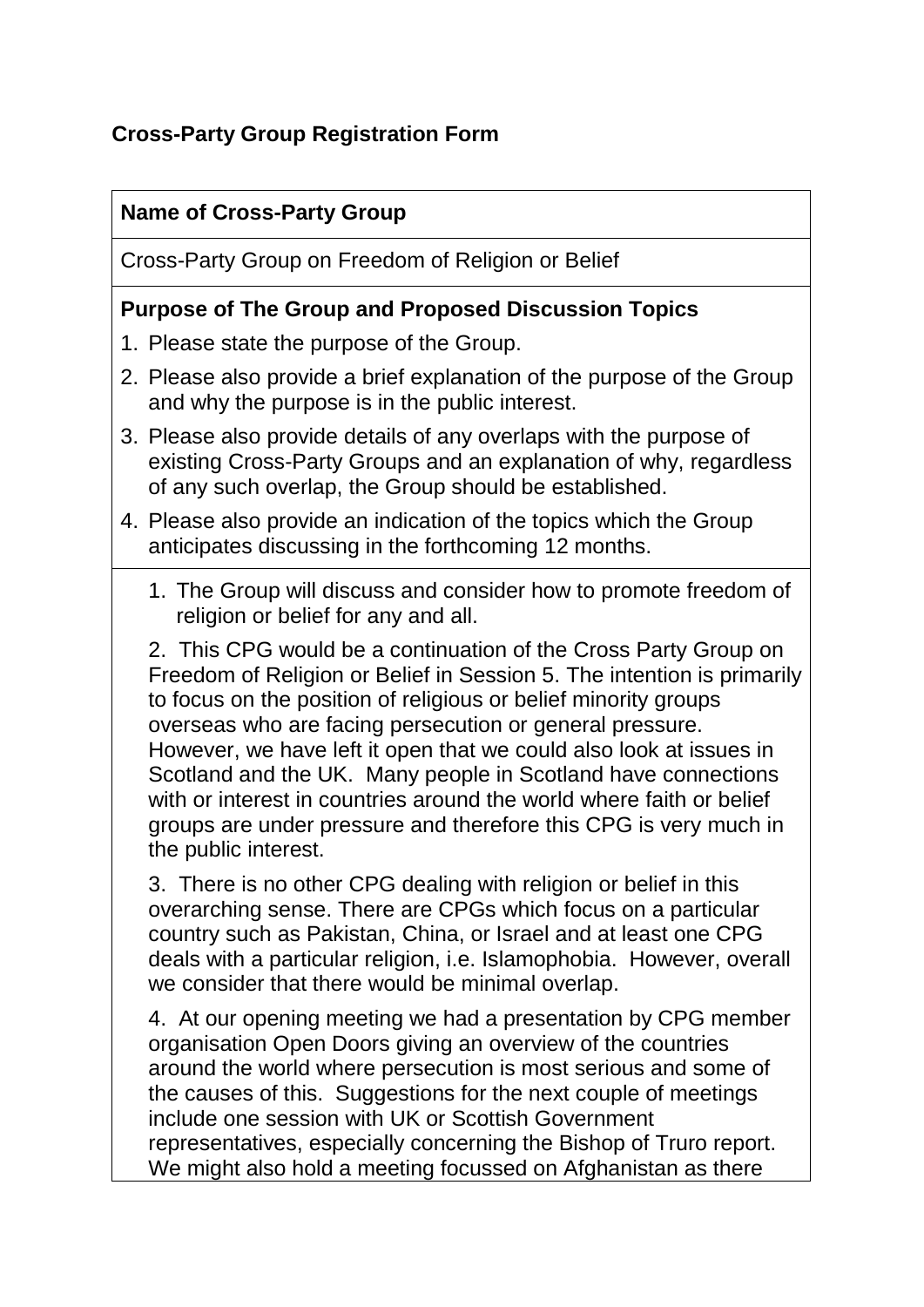# Cross-Party Group Registration Form

**Name of Cross-Party Group**

Cross-Party Group on Freedom of Religion or Belief

**Purpose of The Group and Proposed Discussion Topics**

1. Please state the purpose of the Group.
2. Please also provide a brief explanation of the purpose of the Group and why the purpose is in the public interest.
3. Please also provide details of any overlaps with the purpose of existing Cross-Party Groups and an explanation of why, regardless of any such overlap, the Group should be established.
4. Please also provide an indication of the topics which the Group anticipates discussing in the forthcoming 12 months.

1. The Group will discuss and consider how to promote freedom of religion or belief for any and all.

2. This CPG would be a continuation of the Cross Party Group on Freedom of Religion or Belief in Session 5. The intention is primarily to focus on the position of religious or belief minority groups overseas who are facing persecution or general pressure. However, we have left it open that we could also look at issues in Scotland and the UK. Many people in Scotland have connections with or interest in countries around the world where faith or belief groups are under pressure and therefore this CPG is very much in the public interest.

3. There is no other CPG dealing with religion or belief in this overarching sense. There are CPGs which focus on a particular country such as Pakistan, China, or Israel and at least one CPG deals with a particular religion, i.e. Islamophobia. However, overall we consider that there would be minimal overlap.

4. At our opening meeting we had a presentation by CPG member organisation Open Doors giving an overview of the countries around the world where persecution is most serious and some of the causes of this. Suggestions for the next couple of meetings include one session with UK or Scottish Government representatives, especially concerning the Bishop of Truro report. We might also hold a meeting focussed on Afghanistan as there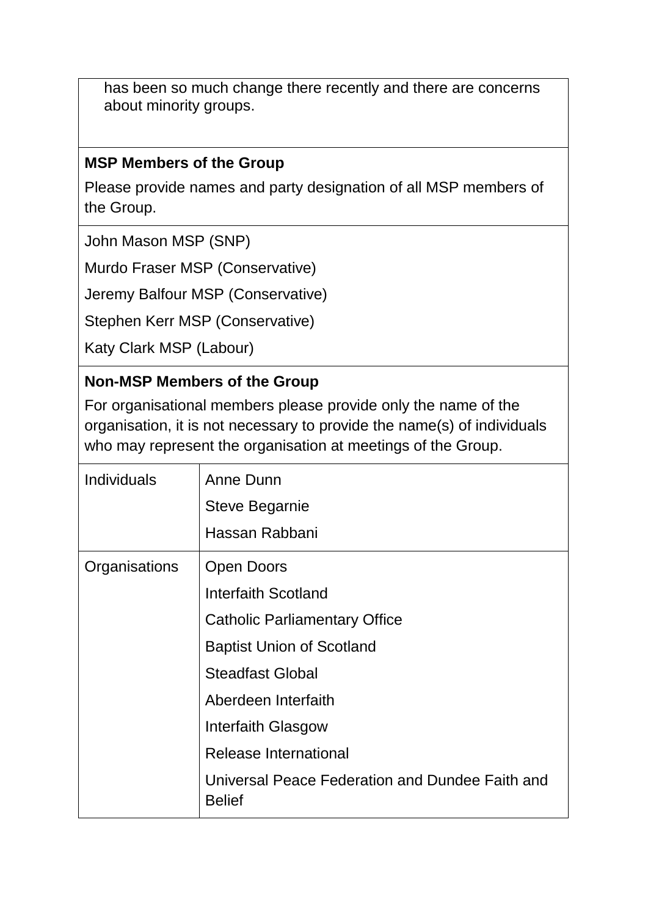has been so much change there recently and there are concerns about minority groups.

**MSP Members of the Group**

Please provide names and party designation of all MSP members of the Group.

John Mason MSP (SNP)

Murdo Fraser MSP (Conservative)

Jeremy Balfour MSP (Conservative)

Stephen Kerr MSP (Conservative)

Katy Clark MSP (Labour)

**Non-MSP Members of the Group**

For organisational members please provide only the name of the organisation, it is not necessary to provide the name(s) of individuals who may represent the organisation at meetings of the Group.

| | |
|---|---|
| Individuals | Anne Dunn<br>Steve Begarnie<br>Hassan Rabbani |
| Organisations | Open Doors<br>Interfaith Scotland<br>Catholic Parliamentary Office<br>Baptist Union of Scotland<br>Steadfast Global<br>Aberdeen Interfaith<br>Interfaith Glasgow<br>Release International<br>Universal Peace Federation and Dundee Faith and Belief |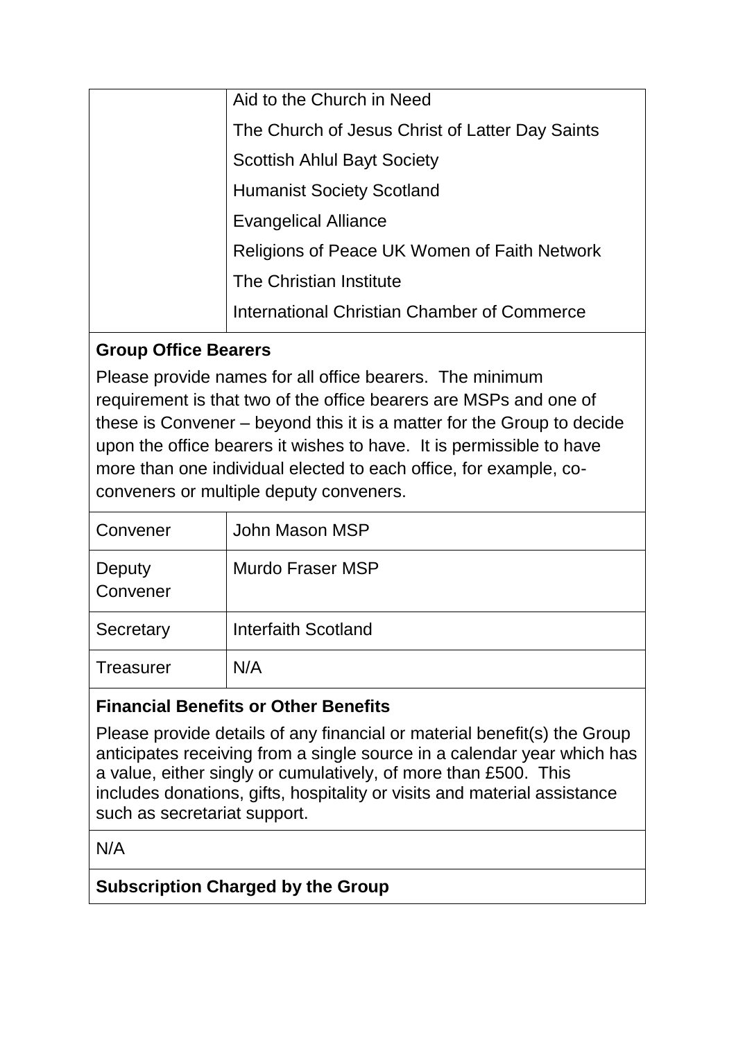| | |
|---|---|
| | Aid to the Church in Need<br>The Church of Jesus Christ of Latter Day Saints<br>Scottish Ahlul Bayt Society<br>Humanist Society Scotland<br>Evangelical Alliance<br>Religions of Peace UK Women of Faith Network<br>The Christian Institute<br>International Christian Chamber of Commerce |

**Group Office Bearers**

Please provide names for all office bearers. The minimum requirement is that two of the office bearers are MSPs and one of these is Convener – beyond this it is a matter for the Group to decide upon the office bearers it wishes to have. It is permissible to have more than one individual elected to each office, for example, co-conveners or multiple deputy conveners.

| | |
|---|---|
| Convener | John Mason MSP |
| Deputy Convener | Murdo Fraser MSP |
| Secretary | Interfaith Scotland |
| Treasurer | N/A |

**Financial Benefits or Other Benefits**

Please provide details of any financial or material benefit(s) the Group anticipates receiving from a single source in a calendar year which has a value, either singly or cumulatively, of more than £500. This includes donations, gifts, hospitality or visits and material assistance such as secretariat support.

N/A

**Subscription Charged by the Group**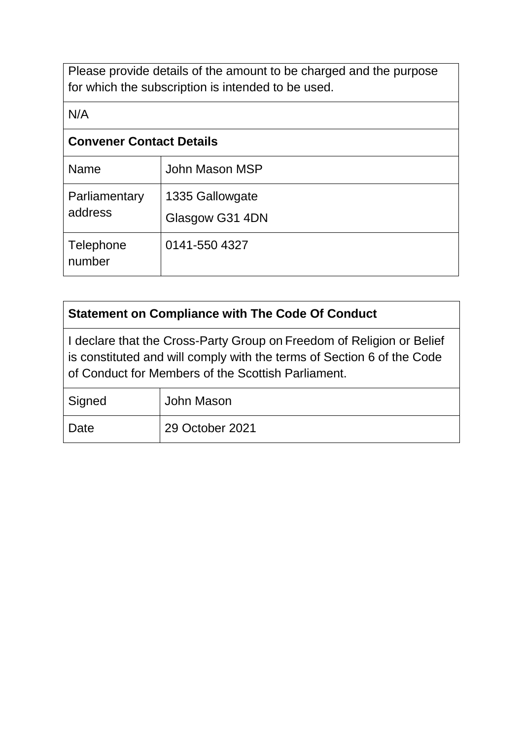| | |
|---|---|
| Please provide details of the amount to be charged and the purpose for which the subscription is intended to be used. | |
| N/A | |
| **Convener Contact Details** | |
| Name | John Mason MSP |
| Parliamentary address | 1335 Gallowgate<br>Glasgow G31 4DN |
| Telephone number | 0141-550 4327 |

| **Statement on Compliance with The Code Of Conduct** | |
|---|---|
| I declare that the Cross-Party Group on Freedom of Religion or Belief is constituted and will comply with the terms of Section 6 of the Code of Conduct for Members of the Scottish Parliament. | |
| Signed | John Mason |
| Date | 29 October 2021 |